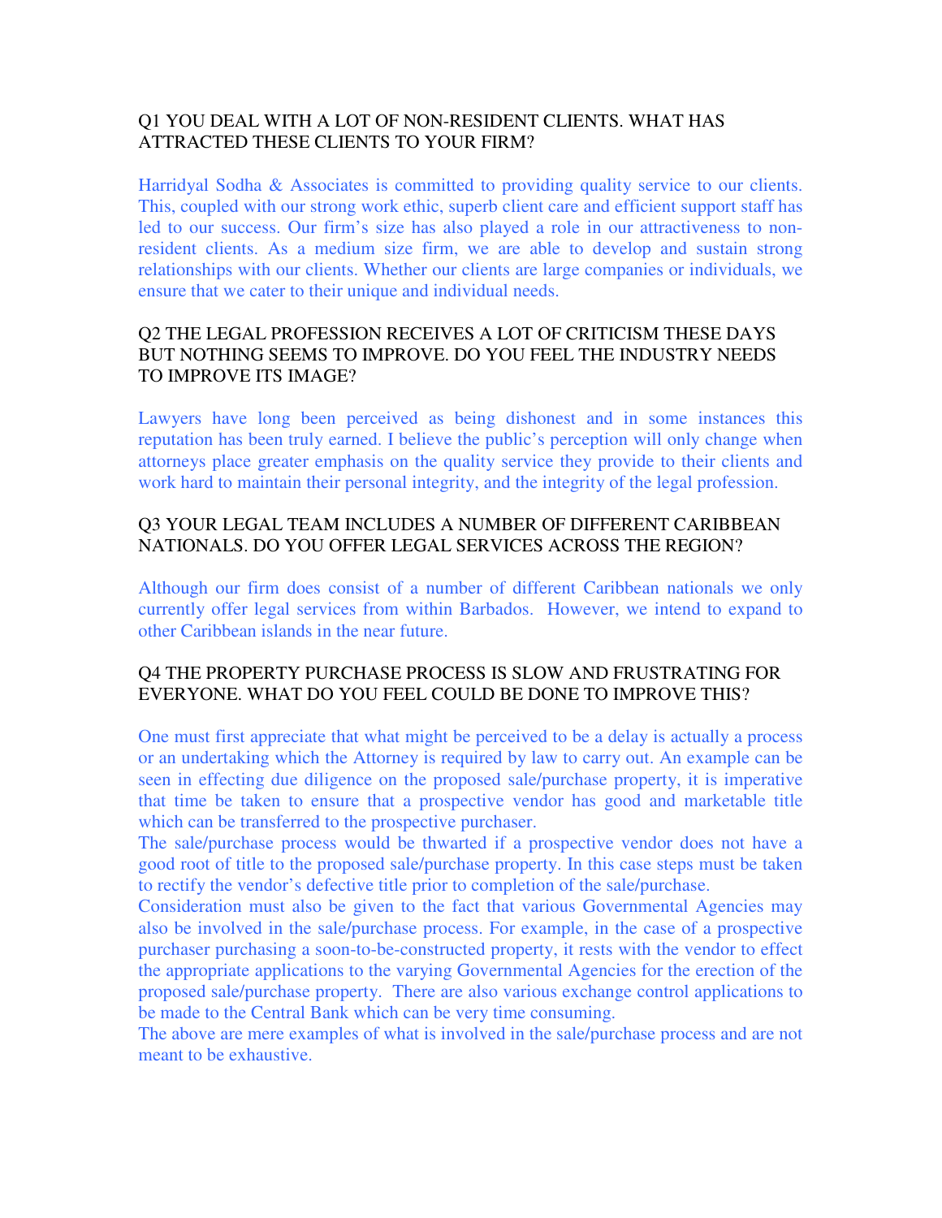Q1 YOU DEAL WITH A LOT OF NON-RESIDENT CLIENTS. WHAT HAS ATTRACTED THESE CLIENTS TO YOUR FIRM?

Harridyal Sodha & Associates is committed to providing quality service to our clients. This, coupled with our strong work ethic, superb client care and efficient support staff has led to our success. Our firm's size has also played a role in our attractiveness to non-resident clients. As a medium size firm, we are able to develop and sustain strong relationships with our clients. Whether our clients are large companies or individuals, we ensure that we cater to their unique and individual needs.

Q2 THE LEGAL PROFESSION RECEIVES A LOT OF CRITICISM THESE DAYS BUT NOTHING SEEMS TO IMPROVE. DO YOU FEEL THE INDUSTRY NEEDS TO IMPROVE ITS IMAGE?

Lawyers have long been perceived as being dishonest and in some instances this reputation has been truly earned. I believe the public's perception will only change when attorneys place greater emphasis on the quality service they provide to their clients and work hard to maintain their personal integrity, and the integrity of the legal profession.

Q3 YOUR LEGAL TEAM INCLUDES A NUMBER OF DIFFERENT CARIBBEAN NATIONALS. DO YOU OFFER LEGAL SERVICES ACROSS THE REGION?

Although our firm does consist of a number of different Caribbean nationals we only currently offer legal services from within Barbados. However, we intend to expand to other Caribbean islands in the near future.

Q4 THE PROPERTY PURCHASE PROCESS IS SLOW AND FRUSTRATING FOR EVERYONE. WHAT DO YOU FEEL COULD BE DONE TO IMPROVE THIS?

One must first appreciate that what might be perceived to be a delay is actually a process or an undertaking which the Attorney is required by law to carry out. An example can be seen in effecting due diligence on the proposed sale/purchase property, it is imperative that time be taken to ensure that a prospective vendor has good and marketable title which can be transferred to the prospective purchaser.

The sale/purchase process would be thwarted if a prospective vendor does not have a good root of title to the proposed sale/purchase property. In this case steps must be taken to rectify the vendor's defective title prior to completion of the sale/purchase.

Consideration must also be given to the fact that various Governmental Agencies may also be involved in the sale/purchase process. For example, in the case of a prospective purchaser purchasing a soon-to-be-constructed property, it rests with the vendor to effect the appropriate applications to the varying Governmental Agencies for the erection of the proposed sale/purchase property. There are also various exchange control applications to be made to the Central Bank which can be very time consuming.

The above are mere examples of what is involved in the sale/purchase process and are not meant to be exhaustive.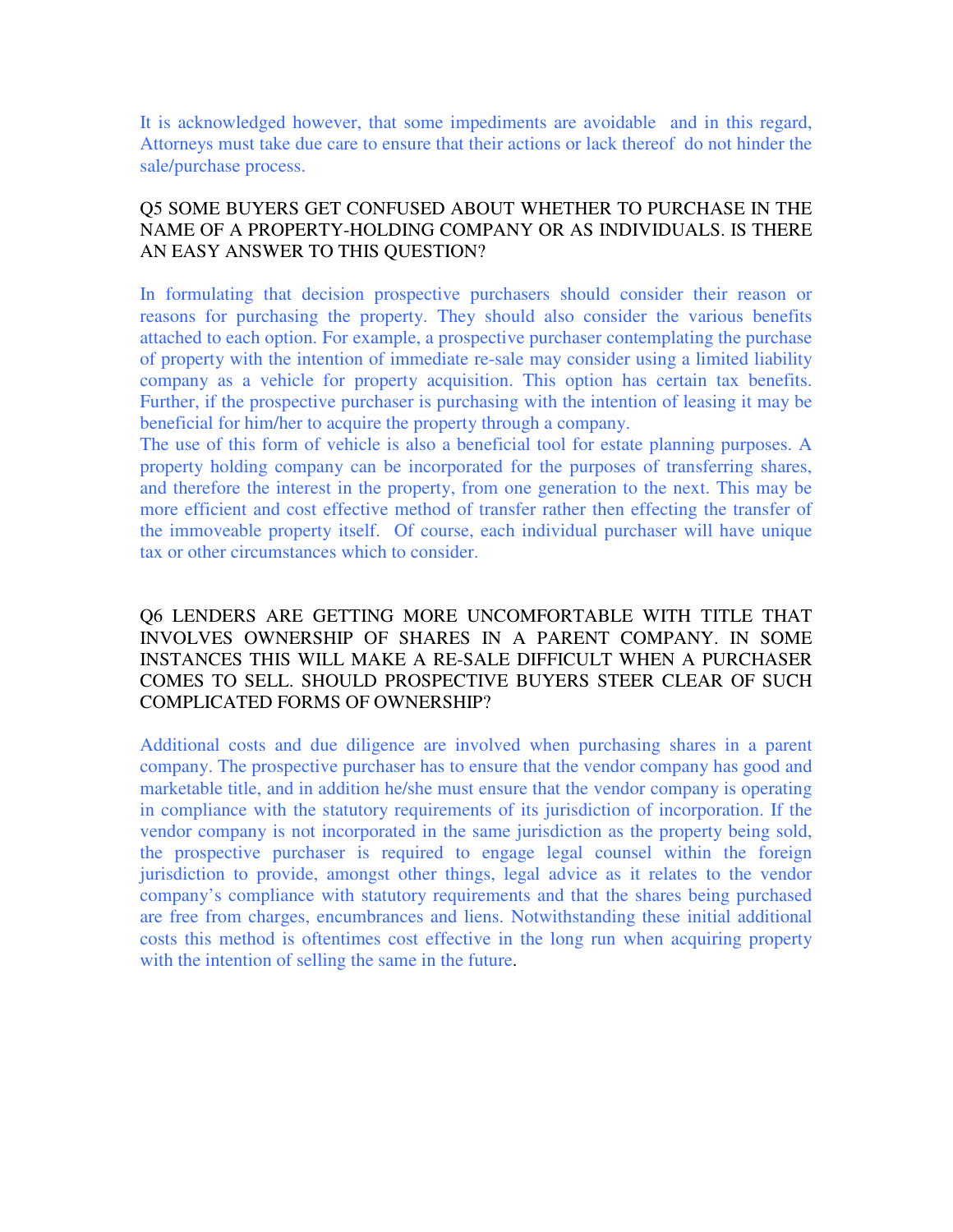It is acknowledged however, that some impediments are avoidable and in this regard, Attorneys must take due care to ensure that their actions or lack thereof do not hinder the sale/purchase process.

## Q5 SOME BUYERS GET CONFUSED ABOUT WHETHER TO PURCHASE IN THE NAME OF A PROPERTY-HOLDING COMPANY OR AS INDIVIDUALS. IS THERE AN EASY ANSWER TO THIS QUESTION?

In formulating that decision prospective purchasers should consider their reason or reasons for purchasing the property. They should also consider the various benefits attached to each option. For example, a prospective purchaser contemplating the purchase of property with the intention of immediate re-sale may consider using a limited liability company as a vehicle for property acquisition. This option has certain tax benefits. Further, if the prospective purchaser is purchasing with the intention of leasing it may be beneficial for him/her to acquire the property through a company.

The use of this form of vehicle is also a beneficial tool for estate planning purposes. A property holding company can be incorporated for the purposes of transferring shares, and therefore the interest in the property, from one generation to the next. This may be more efficient and cost effective method of transfer rather then effecting the transfer of the immoveable property itself. Of course, each individual purchaser will have unique tax or other circumstances which to consider.

## Q6 LENDERS ARE GETTING MORE UNCOMFORTABLE WITH TITLE THAT INVOLVES OWNERSHIP OF SHARES IN A PARENT COMPANY. IN SOME INSTANCES THIS WILL MAKE A RE-SALE DIFFICULT WHEN A PURCHASER COMES TO SELL. SHOULD PROSPECTIVE BUYERS STEER CLEAR OF SUCH COMPLICATED FORMS OF OWNERSHIP?

Additional costs and due diligence are involved when purchasing shares in a parent company. The prospective purchaser has to ensure that the vendor company has good and marketable title, and in addition he/she must ensure that the vendor company is operating in compliance with the statutory requirements of its jurisdiction of incorporation. If the vendor company is not incorporated in the same jurisdiction as the property being sold, the prospective purchaser is required to engage legal counsel within the foreign jurisdiction to provide, amongst other things, legal advice as it relates to the vendor company's compliance with statutory requirements and that the shares being purchased are free from charges, encumbrances and liens. Notwithstanding these initial additional costs this method is oftentimes cost effective in the long run when acquiring property with the intention of selling the same in the future.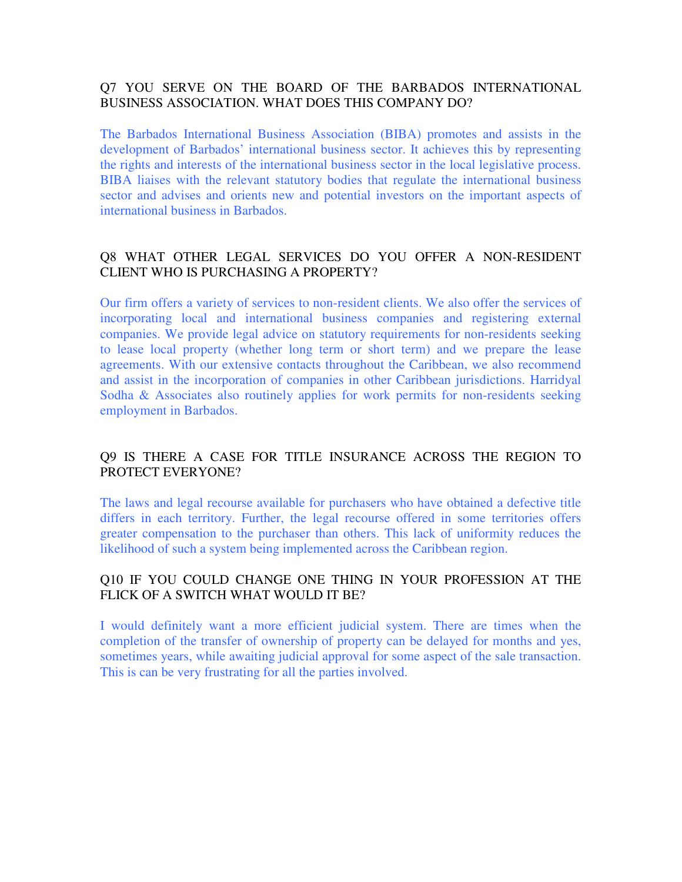Q7 YOU SERVE ON THE BOARD OF THE BARBADOS INTERNATIONAL BUSINESS ASSOCIATION. WHAT DOES THIS COMPANY DO?

The Barbados International Business Association (BIBA) promotes and assists in the development of Barbados' international business sector. It achieves this by representing the rights and interests of the international business sector in the local legislative process. BIBA liaises with the relevant statutory bodies that regulate the international business sector and advises and orients new and potential investors on the important aspects of international business in Barbados.

Q8 WHAT OTHER LEGAL SERVICES DO YOU OFFER A NON-RESIDENT CLIENT WHO IS PURCHASING A PROPERTY?

Our firm offers a variety of services to non-resident clients. We also offer the services of incorporating local and international business companies and registering external companies. We provide legal advice on statutory requirements for non-residents seeking to lease local property (whether long term or short term) and we prepare the lease agreements. With our extensive contacts throughout the Caribbean, we also recommend and assist in the incorporation of companies in other Caribbean jurisdictions. Harridyal Sodha & Associates also routinely applies for work permits for non-residents seeking employment in Barbados.

Q9 IS THERE A CASE FOR TITLE INSURANCE ACROSS THE REGION TO PROTECT EVERYONE?

The laws and legal recourse available for purchasers who have obtained a defective title differs in each territory. Further, the legal recourse offered in some territories offers greater compensation to the purchaser than others. This lack of uniformity reduces the likelihood of such a system being implemented across the Caribbean region.

Q10 IF YOU COULD CHANGE ONE THING IN YOUR PROFESSION AT THE FLICK OF A SWITCH WHAT WOULD IT BE?

I would definitely want a more efficient judicial system. There are times when the completion of the transfer of ownership of property can be delayed for months and yes, sometimes years, while awaiting judicial approval for some aspect of the sale transaction. This is can be very frustrating for all the parties involved.